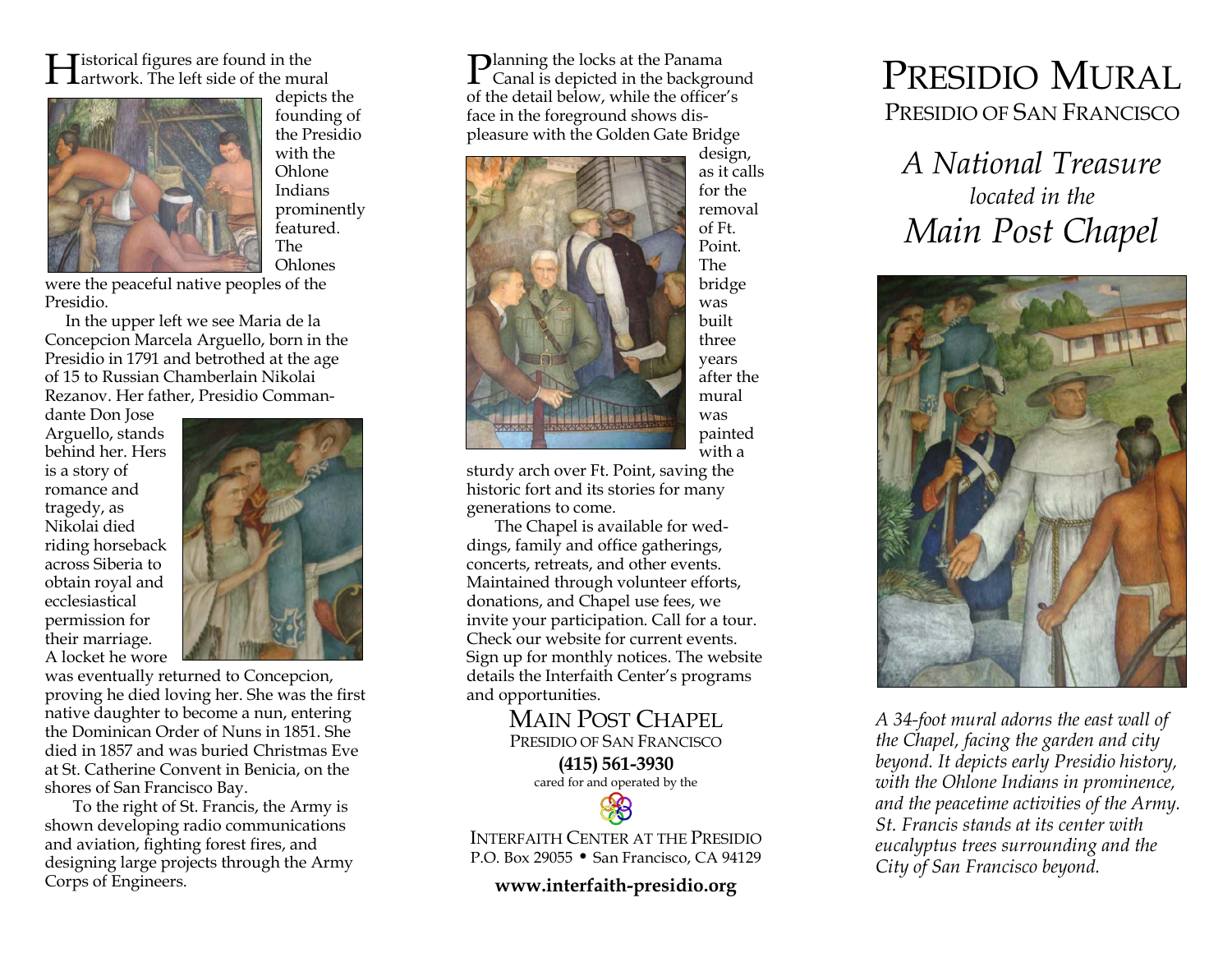Historical figures are found in the artwork. The left side of the mural depicts the founding of the Presidio with the Ohlone Indians prominently featured. The Ohlones were the peaceful native peoples of the Presidio.

In the upper left we see Maria de la Concepcion Marcela Arguello, born in the Presidio in 1791 and betrothed at the age of 15 to Russian Chamberlain Nikolai Rezanov. Her father, Presidio Commandante Don Jose Arguello, stands behind her. Hers is a story of romance and tragedy, as Nikolai died riding horseback across Siberia to obtain royal and ecclesiastical permission for their marriage. A locket he wore was eventually returned to Concepcion, proving he died loving her. She was the first native daughter to become a nun, entering the Dominican Order of Nuns in 1851. She died in 1857 and was buried Christmas Eve at St. Catherine Convent in Benicia, on the shores of San Francisco Bay.

To the right of St. Francis, the Army is shown developing radio communications and aviation, fighting forest fires, and designing large projects through the Army Corps of Engineers.

Planning the locks at the Panama Canal is depicted in the background of the detail below, while the officer's face in the foreground shows displeasure with the Golden Gate Bridge design, as it calls for the removal of Ft. Point. The bridge was built three years after the mural was painted with a sturdy arch over Ft. Point, saving the historic fort and its stories for many generations to come.

The Chapel is available for weddings, family and office gatherings, concerts, retreats, and other events. Maintained through volunteer efforts, donations, and Chapel use fees, we invite your participation. Call for a tour. Check our website for current events. Sign up for monthly notices. The website details the Interfaith Center's programs and opportunities.

**MAIN POST CHAPEL**
PRESIDIO OF SAN FRANCISCO
**(415) 561-3930**
cared for and operated by the

INTERFAITH CENTER AT THE PRESIDIO
P.O. Box 29055 • San Francisco, CA 94129

**www.interfaith-presidio.org**

# PRESIDIO MURAL

## PRESIDIO OF SAN FRANCISCO

*A National Treasure*
*located in the*
*Main Post Chapel*

*A 34-foot mural adorns the east wall of the Chapel, facing the garden and city beyond. It depicts early Presidio history, with the Ohlone Indians in prominence, and the peacetime activities of the Army. St. Francis stands at its center with eucalyptus trees surrounding and the City of San Francisco beyond.*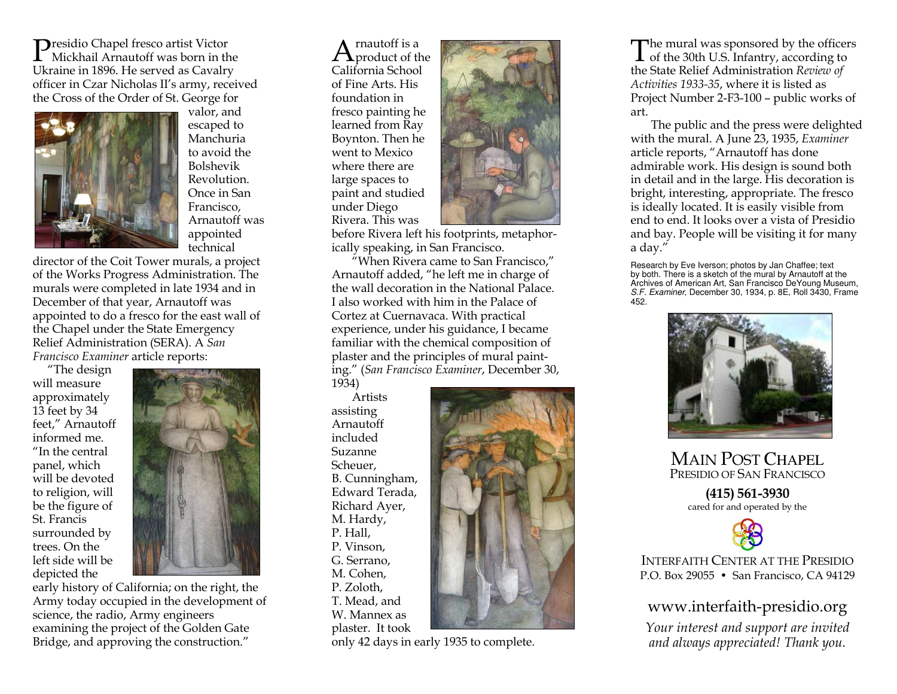Presidio Chapel fresco artist Victor Mickhail Arnautoff was born in the Ukraine in 1896. He served as Cavalry officer in Czar Nicholas II's army, received the Cross of the Order of St. George for valor, and escaped to Manchuria to avoid the Bolshevik Revolution. Once in San Francisco, Arnautoff was appointed technical director of the Coit Tower murals, a project of the Works Progress Administration. The murals were completed in late 1934 and in December of that year, Arnautoff was appointed to do a fresco for the east wall of the Chapel under the State Emergency Relief Administration (SERA). A *San Francisco Examiner* article reports:

"The design will measure approximately 13 feet by 34 feet," Arnautoff informed me. "In the central panel, which will be devoted to religion, will be the figure of St. Francis surrounded by trees. On the left side will be depicted the early history of California; on the right, the Army today occupied in the development of science, the radio, Army engineers examining the project of the Golden Gate Bridge, and approving the construction."

Arnautoff is a product of the California School of Fine Arts. His foundation in fresco painting he learned from Ray Boynton. Then he went to Mexico where there are large spaces to paint and studied under Diego Rivera. This was before Rivera left his footprints, metaphorically speaking, in San Francisco.

"When Rivera came to San Francisco," Arnautoff added, "he left me in charge of the wall decoration in the National Palace. I also worked with him in the Palace of Cortez at Cuernavaca. With practical experience, under his guidance, I became familiar with the chemical composition of plaster and the principles of mural painting." (*San Francisco Examiner*, December 30, 1934)

Artists assisting Arnautoff included Suzanne Scheuer, B. Cunningham, Edward Terada, Richard Ayer, M. Hardy, P. Hall, P. Vinson, G. Serrano, M. Cohen, P. Zoloth, T. Mead, and W. Mannex as plaster. It took only 42 days in early 1935 to complete.

The mural was sponsored by the officers of the 30th U.S. Infantry, according to the State Relief Administration *Review of Activities 1933-35*, where it is listed as Project Number 2-F3-100 – public works of art.

The public and the press were delighted with the mural. A June 23, 1935, *Examiner* article reports, "Arnautoff has done admirable work. His design is sound both in detail and in the large. His decoration is bright, interesting, appropriate. The fresco is ideally located. It is easily visible from end to end. It looks over a vista of Presidio and bay. People will be visiting it for many a day."

Research by Eve Iverson; photos by Jan Chaffee; text by both. There is a sketch of the mural by Arnautoff at the Archives of American Art, San Francisco DeYoung Museum, *S.F. Examiner*, December 30, 1934, p. 8E, Roll 3430, Frame 452.

# MAIN POST CHAPEL

PRESIDIO OF SAN FRANCISCO

**(415) 561-3930**

cared for and operated by the

INTERFAITH CENTER AT THE PRESIDIO

P.O. Box 29055 • San Francisco, CA 94129

www.interfaith-presidio.org

*Your interest and support are invited and always appreciated! Thank you.*